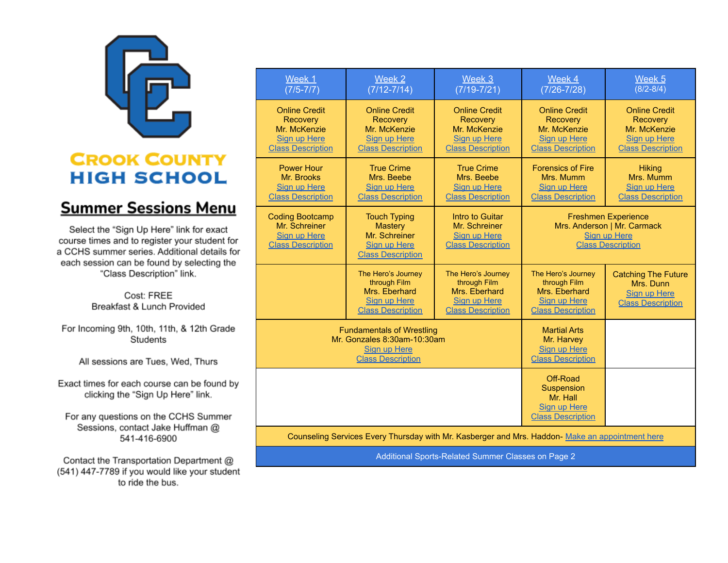# Crook County High School

## Summer Sessions Menu

Select the "Sign Up Here" link for exact course times and to register your student for a CCHS summer series. Additional details for each session can be found by selecting the "Class Description" link.

Cost: FREE
Breakfast & Lunch Provided

For Incoming 9th, 10th, 11th, & 12th Grade Students

All sessions are Tues, Wed, Thurs

Exact times for each course can be found by clicking the "Sign Up Here" link.

For any questions on the CCHS Summer Sessions, contact Jake Huffman @ 541-416-6900

Contact the Transportation Department @ (541) 447-7789 if you would like your student to ride the bus.

| Week 1 (7/5-7/7) | Week 2 (7/12-7/14) | Week 3 (7/19-7/21) | Week 4 (7/26-7/28) | Week 5 (8/2-8/4) |
|---|---|---|---|---|
| Online Credit Recovery<br>Mr. McKenzie<br>Sign up Here<br>Class Description | Online Credit Recovery<br>Mr. McKenzie<br>Sign up Here<br>Class Description | Online Credit Recovery<br>Mr. McKenzie<br>Sign up Here<br>Class Description | Online Credit Recovery<br>Mr. McKenzie<br>Sign up Here<br>Class Description | Online Credit Recovery<br>Mr. McKenzie<br>Sign up Here<br>Class Description |
| Power Hour<br>Mr. Brooks<br>Sign up Here<br>Class Description | True Crime<br>Mrs. Beebe<br>Sign up Here<br>Class Description | True Crime<br>Mrs. Beebe<br>Sign up Here<br>Class Description | Forensics of Fire<br>Mrs. Mumm<br>Sign up Here<br>Class Description | Hiking<br>Mrs. Mumm<br>Sign up Here<br>Class Description |
| Coding Bootcamp<br>Mr. Schreiner<br>Sign up Here<br>Class Description | Touch Typing Mastery<br>Mr. Schreiner<br>Sign up Here<br>Class Description | Intro to Guitar<br>Mr. Schreiner<br>Sign up Here<br>Class Description | Freshmen Experience<br>Mrs. Anderson \| Mr. Carmack<br>Sign up Here<br>Class Description (Weeks 4–5) | |
| | The Hero's Journey through Film<br>Mrs. Eberhard<br>Sign up Here<br>Class Description | The Hero's Journey through Film<br>Mrs. Eberhard<br>Sign up Here<br>Class Description | The Hero's Journey through Film<br>Mrs. Eberhard<br>Sign up Here<br>Class Description | Catching The Future<br>Mrs. Dunn<br>Sign up Here<br>Class Description |
| Fundamentals of Wrestling<br>Mr. Gonzales 8:30am-10:30am<br>Sign up Here<br>Class Description (Weeks 1–3) | | | Martial Arts<br>Mr. Harvey<br>Sign up Here<br>Class Description | |
| | | | Off-Road Suspension<br>Mr. Hall<br>Sign up Here<br>Class Description | |

Counseling Services Every Thursday with Mr. Kasberger and Mrs. Haddon- Make an appointment here

Additional Sports-Related Summer Classes on Page 2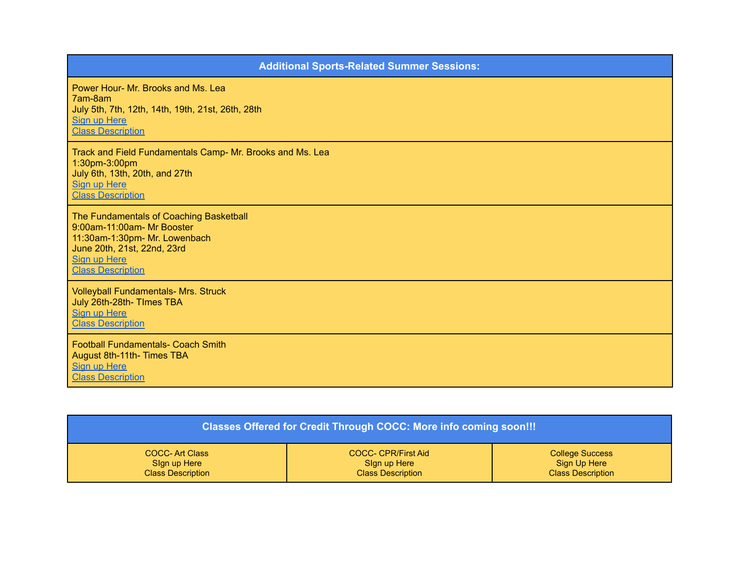| Additional Sports-Related Summer Sessions: |
|---|
| Power Hour- Mr. Brooks and Ms. Lea<br>7am-8am<br>July 5th, 7th, 12th, 14th, 19th, 21st, 26th, 28th<br>Sign up Here<br>Class Description |
| Track and Field Fundamentals Camp- Mr. Brooks and Ms. Lea<br>1:30pm-3:00pm<br>July 6th, 13th, 20th, and 27th<br>Sign up Here<br>Class Description |
| The Fundamentals of Coaching Basketball<br>9:00am-11:00am- Mr Booster<br>11:30am-1:30pm- Mr. Lowenbach<br>June 20th, 21st, 22nd, 23rd<br>Sign up Here<br>Class Description |
| Volleyball Fundamentals- Mrs. Struck<br>July 26th-28th- TImes TBA<br>Sign up Here<br>Class Description |
| Football Fundamentals- Coach Smith<br>August 8th-11th- Times TBA<br>Sign up Here<br>Class Description |

| Classes Offered for Credit Through COCC: More info coming soon!!! | | |
|---|---|---|
| COCC- Art Class<br>SIgn up Here<br>Class Description | COCC- CPR/First Aid<br>SIgn up Here<br>Class Description | College Success<br>Sign Up Here<br>Class Description |